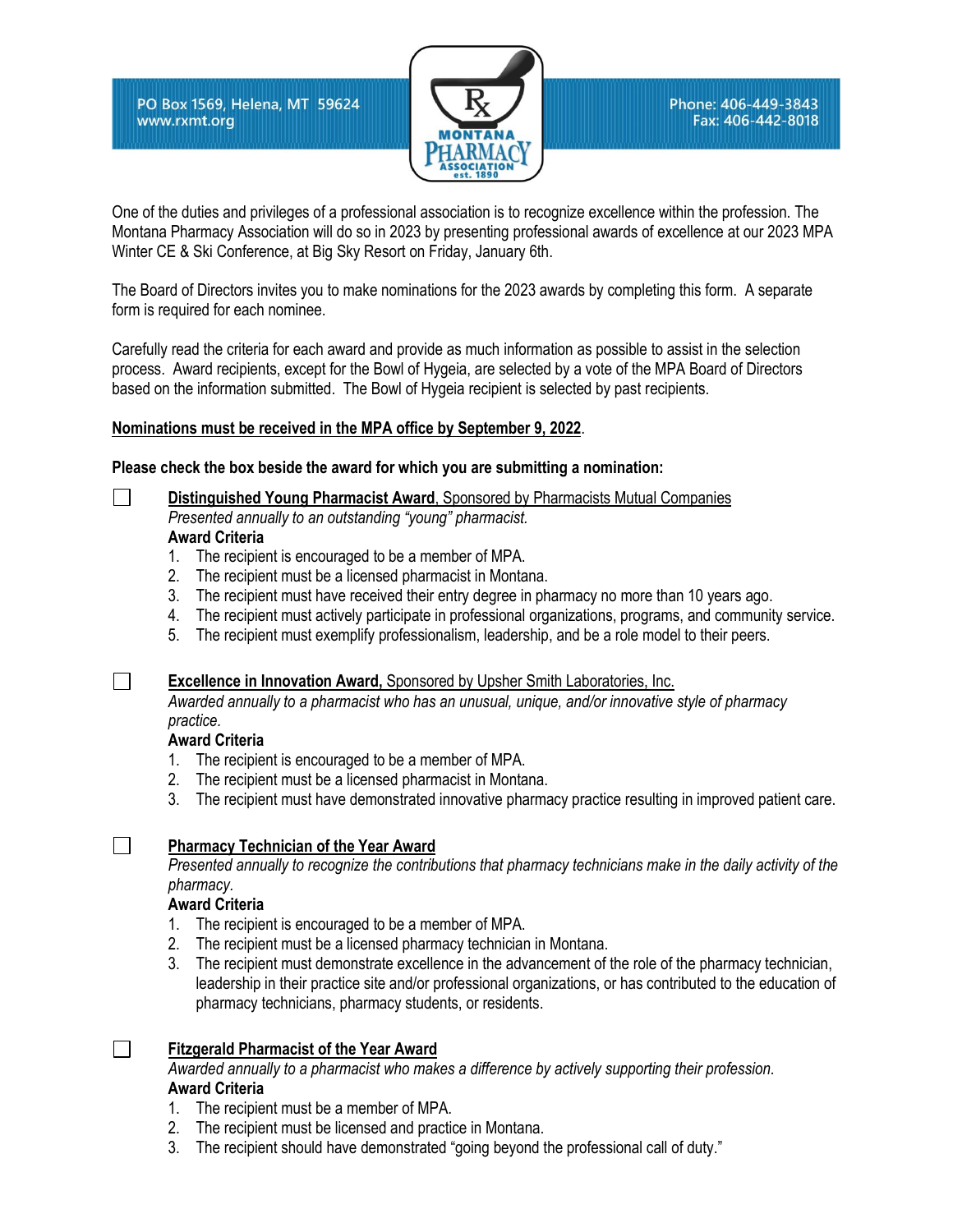PO Box 1569, Helena, MT 59624
www.rxmt.org

MONTANA PHARMACY ASSOCIATION est. 1890

Phone: 406-449-3843
Fax: 406-442-8018

One of the duties and privileges of a professional association is to recognize excellence within the profession. The Montana Pharmacy Association will do so in 2023 by presenting professional awards of excellence at our 2023 MPA Winter CE & Ski Conference, at Big Sky Resort on Friday, January 6th.

The Board of Directors invites you to make nominations for the 2023 awards by completing this form. A separate form is required for each nominee.

Carefully read the criteria for each award and provide as much information as possible to assist in the selection process. Award recipients, except for the Bowl of Hygeia, are selected by a vote of the MPA Board of Directors based on the information submitted. The Bowl of Hygeia recipient is selected by past recipients.

**Nominations must be received in the MPA office by September 9, 2022**.

**Please check the box beside the award for which you are submitting a nomination:**

☐ **Distinguished Young Pharmacist Award**, Sponsored by Pharmacists Mutual Companies
*Presented annually to an outstanding "young" pharmacist.*
**Award Criteria**
1. The recipient is encouraged to be a member of MPA.
2. The recipient must be a licensed pharmacist in Montana.
3. The recipient must have received their entry degree in pharmacy no more than 10 years ago.
4. The recipient must actively participate in professional organizations, programs, and community service.
5. The recipient must exemplify professionalism, leadership, and be a role model to their peers.

☐ **Excellence in Innovation Award,** Sponsored by Upsher Smith Laboratories, Inc.
*Awarded annually to a pharmacist who has an unusual, unique, and/or innovative style of pharmacy practice.*
**Award Criteria**
1. The recipient is encouraged to be a member of MPA.
2. The recipient must be a licensed pharmacist in Montana.
3. The recipient must have demonstrated innovative pharmacy practice resulting in improved patient care.

☐ **Pharmacy Technician of the Year Award**
*Presented annually to recognize the contributions that pharmacy technicians make in the daily activity of the pharmacy.*
**Award Criteria**
1. The recipient is encouraged to be a member of MPA.
2. The recipient must be a licensed pharmacy technician in Montana.
3. The recipient must demonstrate excellence in the advancement of the role of the pharmacy technician, leadership in their practice site and/or professional organizations, or has contributed to the education of pharmacy technicians, pharmacy students, or residents.

☐ **Fitzgerald Pharmacist of the Year Award**
*Awarded annually to a pharmacist who makes a difference by actively supporting their profession.*
**Award Criteria**
1. The recipient must be a member of MPA.
2. The recipient must be licensed and practice in Montana.
3. The recipient should have demonstrated "going beyond the professional call of duty."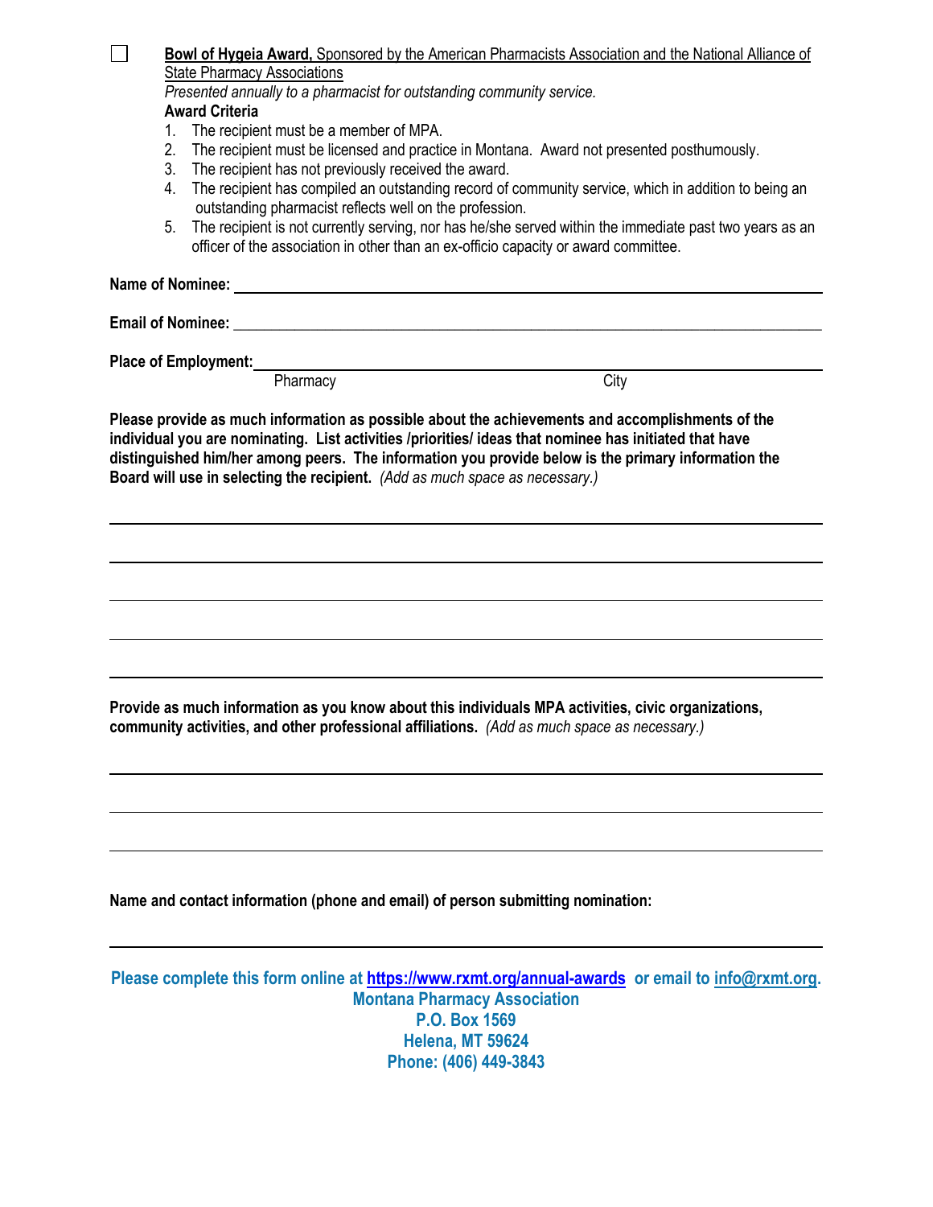☐ **Bowl of Hygeia Award,** Sponsored by the American Pharmacists Association and the National Alliance of State Pharmacy Associations

*Presented annually to a pharmacist for outstanding community service.*

**Award Criteria**

1. The recipient must be a member of MPA.
2. The recipient must be licensed and practice in Montana. Award not presented posthumously.
3. The recipient has not previously received the award.
4. The recipient has compiled an outstanding record of community service, which in addition to being an outstanding pharmacist reflects well on the profession.
5. The recipient is not currently serving, nor has he/she served within the immediate past two years as an officer of the association in other than an ex-officio capacity or award committee.

**Name of Nominee:** ______________________________________________

**Email of Nominee:** ______________________________________________

**Place of Employment:** ______________________________________________

Pharmacy                                        City

**Please provide as much information as possible about the achievements and accomplishments of the individual you are nominating. List activities /priorities/ ideas that nominee has initiated that have distinguished him/her among peers. The information you provide below is the primary information the Board will use in selecting the recipient.** *(Add as much space as necessary.)*

______________________________________________

______________________________________________

______________________________________________

______________________________________________

______________________________________________

**Provide as much information as you know about this individuals MPA activities, civic organizations, community activities, and other professional affiliations.** *(Add as much space as necessary.)*

______________________________________________

______________________________________________

______________________________________________

**Name and contact information (phone and email) of person submitting nomination:**

______________________________________________

**Please complete this form online at https://www.rxmt.org/annual-awards or email to info@rxmt.org.**

**Montana Pharmacy Association**
**P.O. Box 1569**
**Helena, MT 59624**
**Phone: (406) 449-3843**